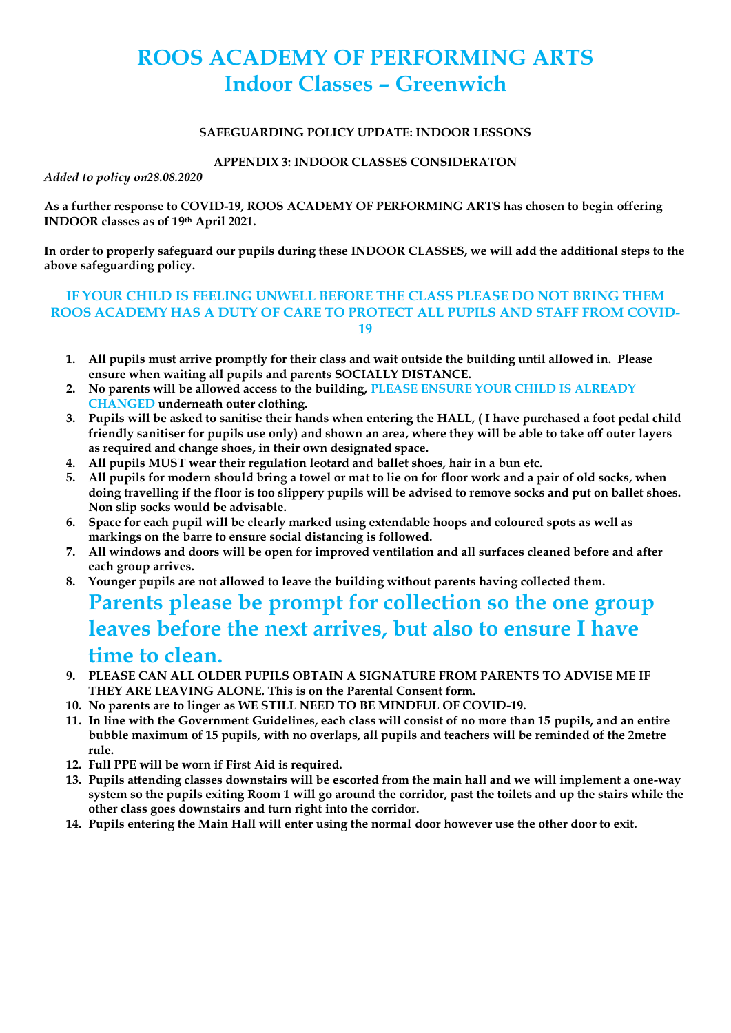# ROOS ACADEMY OF PERFORMING ARTS
## Indoor Classes – Greenwich

**SAFEGUARDING POLICY UPDATE: INDOOR LESSONS**

**APPENDIX 3: INDOOR CLASSES CONSIDERATON**

*Added to policy on28.08.2020*

**As a further response to COVID-19, ROOS ACADEMY OF PERFORMING ARTS has chosen to begin offering INDOOR classes as of 19th April 2021.**

**In order to properly safeguard our pupils during these INDOOR CLASSES, we will add the additional steps to the above safeguarding policy.**

**IF YOUR CHILD IS FEELING UNWELL BEFORE THE CLASS PLEASE DO NOT BRING THEM ROOS ACADEMY HAS A DUTY OF CARE TO PROTECT ALL PUPILS AND STAFF FROM COVID-19**

1. **All pupils must arrive promptly for their class and wait outside the building until allowed in. Please ensure when waiting all pupils and parents SOCIALLY DISTANCE.**
2. **No parents will be allowed access to the building, PLEASE ENSURE YOUR CHILD IS ALREADY CHANGED underneath outer clothing.**
3. **Pupils will be asked to sanitise their hands when entering the HALL, ( I have purchased a foot pedal child friendly sanitiser for pupils use only) and shown an area, where they will be able to take off outer layers as required and change shoes, in their own designated space.**
4. **All pupils MUST wear their regulation leotard and ballet shoes, hair in a bun etc.**
5. **All pupils for modern should bring a towel or mat to lie on for floor work and a pair of old socks, when doing travelling if the floor is too slippery pupils will be advised to remove socks and put on ballet shoes. Non slip socks would be advisable.**
6. **Space for each pupil will be clearly marked using extendable hoops and coloured spots as well as markings on the barre to ensure social distancing is followed.**
7. **All windows and doors will be open for improved ventilation and all surfaces cleaned before and after each group arrives.**
8. **Younger pupils are not allowed to leave the building without parents having collected them.**

   ## Parents please be prompt for collection so the one group leaves before the next arrives, but also to ensure I have time to clean.

9. **PLEASE CAN ALL OLDER PUPILS OBTAIN A SIGNATURE FROM PARENTS TO ADVISE ME IF THEY ARE LEAVING ALONE. This is on the Parental Consent form.**
10. **No parents are to linger as WE STILL NEED TO BE MINDFUL OF COVID-19.**
11. **In line with the Government Guidelines, each class will consist of no more than 15 pupils, and an entire bubble maximum of 15 pupils, with no overlaps, all pupils and teachers will be reminded of the 2metre rule.**
12. **Full PPE will be worn if First Aid is required.**
13. **Pupils attending classes downstairs will be escorted from the main hall and we will implement a one-way system so the pupils exiting Room 1 will go around the corridor, past the toilets and up the stairs while the other class goes downstairs and turn right into the corridor.**
14. **Pupils entering the Main Hall will enter using the normal door however use the other door to exit.**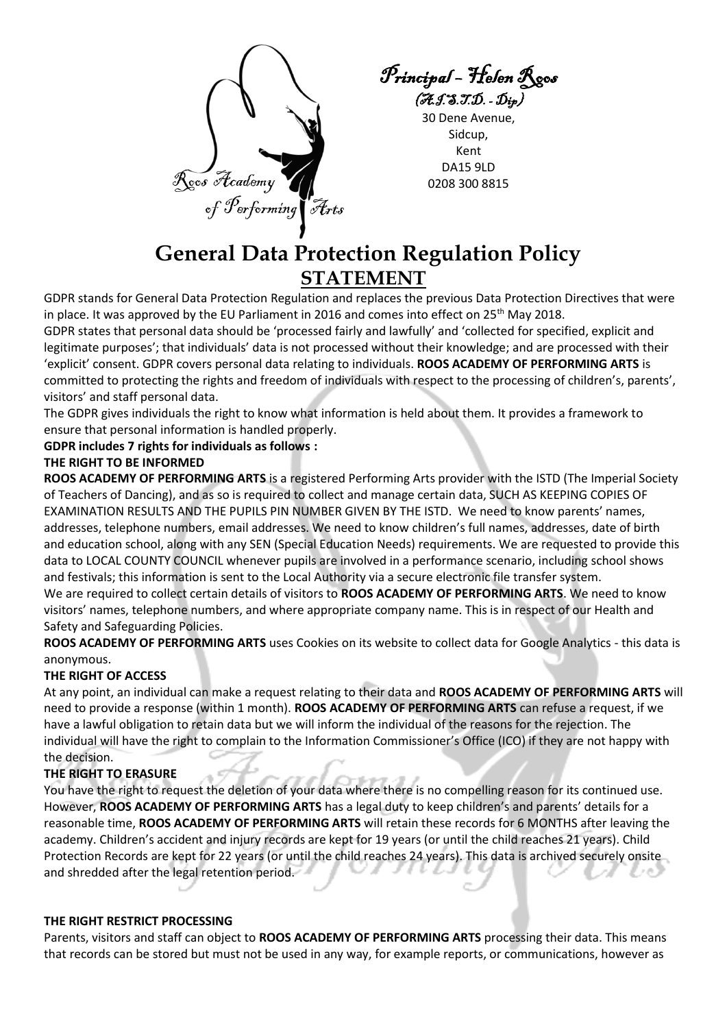Principal – Helen Roos
(A.I.S.T.D. - Dip)
30 Dene Avenue,
Sidcup,
Kent
DA15 9LD
0208 300 8815

# General Data Protection Regulation Policy

## STATEMENT

GDPR stands for General Data Protection Regulation and replaces the previous Data Protection Directives that were in place. It was approved by the EU Parliament in 2016 and comes into effect on 25th May 2018.

GDPR states that personal data should be 'processed fairly and lawfully' and 'collected for specified, explicit and legitimate purposes'; that individuals' data is not processed without their knowledge; and are processed with their 'explicit' consent. GDPR covers personal data relating to individuals. **ROOS ACADEMY OF PERFORMING ARTS** is committed to protecting the rights and freedom of individuals with respect to the processing of children's, parents', visitors' and staff personal data.

The GDPR gives individuals the right to know what information is held about them. It provides a framework to ensure that personal information is handled properly.

**GDPR includes 7 rights for individuals as follows :**

**THE RIGHT TO BE INFORMED**

**ROOS ACADEMY OF PERFORMING ARTS** is a registered Performing Arts provider with the ISTD (The Imperial Society of Teachers of Dancing), and as so is required to collect and manage certain data, SUCH AS KEEPING COPIES OF EXAMINATION RESULTS AND THE PUPILS PIN NUMBER GIVEN BY THE ISTD. We need to know parents' names, addresses, telephone numbers, email addresses. We need to know children's full names, addresses, date of birth and education school, along with any SEN (Special Education Needs) requirements. We are requested to provide this data to LOCAL COUNTY COUNCIL whenever pupils are involved in a performance scenario, including school shows and festivals; this information is sent to the Local Authority via a secure electronic file transfer system.

We are required to collect certain details of visitors to **ROOS ACADEMY OF PERFORMING ARTS**. We need to know visitors' names, telephone numbers, and where appropriate company name. This is in respect of our Health and Safety and Safeguarding Policies.

**ROOS ACADEMY OF PERFORMING ARTS** uses Cookies on its website to collect data for Google Analytics - this data is anonymous.

**THE RIGHT OF ACCESS**

At any point, an individual can make a request relating to their data and **ROOS ACADEMY OF PERFORMING ARTS** will need to provide a response (within 1 month). **ROOS ACADEMY OF PERFORMING ARTS** can refuse a request, if we have a lawful obligation to retain data but we will inform the individual of the reasons for the rejection. The individual will have the right to complain to the Information Commissioner's Office (ICO) if they are not happy with the decision.

**THE RIGHT TO ERASURE**

You have the right to request the deletion of your data where there is no compelling reason for its continued use. However, **ROOS ACADEMY OF PERFORMING ARTS** has a legal duty to keep children's and parents' details for a reasonable time, **ROOS ACADEMY OF PERFORMING ARTS** will retain these records for 6 MONTHS after leaving the academy. Children's accident and injury records are kept for 19 years (or until the child reaches 21 years). Child Protection Records are kept for 22 years (or until the child reaches 24 years). This data is archived securely onsite and shredded after the legal retention period.

**THE RIGHT RESTRICT PROCESSING**

Parents, visitors and staff can object to **ROOS ACADEMY OF PERFORMING ARTS** processing their data. This means that records can be stored but must not be used in any way, for example reports, or communications, however as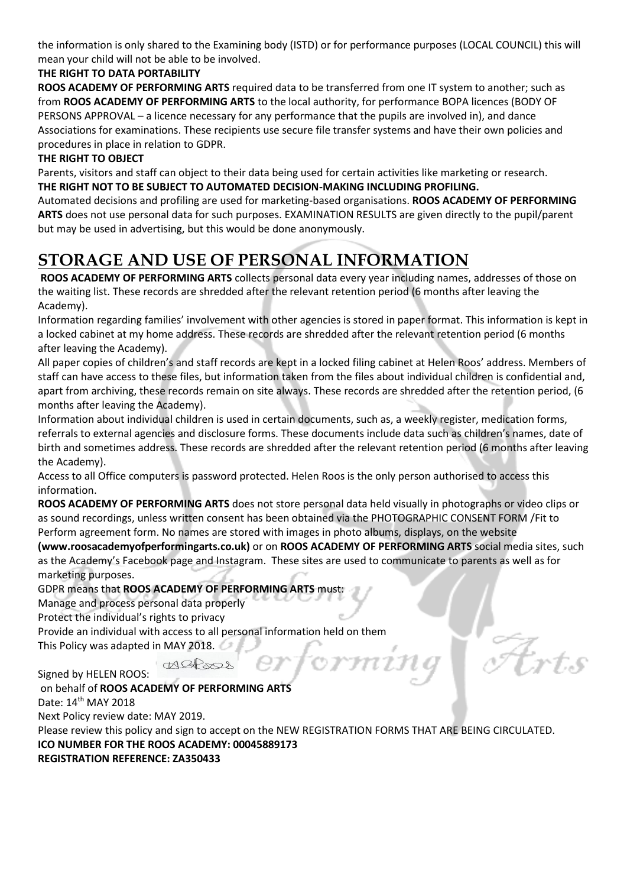the information is only shared to the Examining body (ISTD) or for performance purposes (LOCAL COUNCIL) this will mean your child will not be able to be involved.

**THE RIGHT TO DATA PORTABILITY**

**ROOS ACADEMY OF PERFORMING ARTS** required data to be transferred from one IT system to another; such as from **ROOS ACADEMY OF PERFORMING ARTS** to the local authority, for performance BOPA licences (BODY OF PERSONS APPROVAL – a licence necessary for any performance that the pupils are involved in), and dance Associations for examinations. These recipients use secure file transfer systems and have their own policies and procedures in place in relation to GDPR.

**THE RIGHT TO OBJECT**

Parents, visitors and staff can object to their data being used for certain activities like marketing or research.

**THE RIGHT NOT TO BE SUBJECT TO AUTOMATED DECISION-MAKING INCLUDING PROFILING.**

Automated decisions and profiling are used for marketing-based organisations. **ROOS ACADEMY OF PERFORMING ARTS** does not use personal data for such purposes. EXAMINATION RESULTS are given directly to the pupil/parent but may be used in advertising, but this would be done anonymously.

# STORAGE AND USE OF PERSONAL INFORMATION

**ROOS ACADEMY OF PERFORMING ARTS** collects personal data every year including names, addresses of those on the waiting list. These records are shredded after the relevant retention period (6 months after leaving the Academy).

Information regarding families' involvement with other agencies is stored in paper format. This information is kept in a locked cabinet at my home address. These records are shredded after the relevant retention period (6 months after leaving the Academy).

All paper copies of children's and staff records are kept in a locked filing cabinet at Helen Roos' address. Members of staff can have access to these files, but information taken from the files about individual children is confidential and, apart from archiving, these records remain on site always. These records are shredded after the retention period, (6 months after leaving the Academy).

Information about individual children is used in certain documents, such as, a weekly register, medication forms, referrals to external agencies and disclosure forms. These documents include data such as children's names, date of birth and sometimes address. These records are shredded after the relevant retention period (6 months after leaving the Academy).

Access to all Office computers is password protected. Helen Roos is the only person authorised to access this information.

**ROOS ACADEMY OF PERFORMING ARTS** does not store personal data held visually in photographs or video clips or as sound recordings, unless written consent has been obtained via the PHOTOGRAPHIC CONSENT FORM /Fit to Perform agreement form. No names are stored with images in photo albums, displays, on the website **(www.roosacademyofperformingarts.co.uk)** or on **ROOS ACADEMY OF PERFORMING ARTS** social media sites, such as the Academy's Facebook page and Instagram. These sites are used to communicate to parents as well as for marketing purposes.

GDPR means that **ROOS ACADEMY OF PERFORMING ARTS** must:

Manage and process personal data properly

Protect the individual's rights to privacy

Provide an individual with access to all personal information held on them

This Policy was adapted in MAY 2018.

Signed by HELEN ROOS:

on behalf of **ROOS ACADEMY OF PERFORMING ARTS**

Date: 14th MAY 2018

Next Policy review date: MAY 2019.

Please review this policy and sign to accept on the NEW REGISTRATION FORMS THAT ARE BEING CIRCULATED.

**ICO NUMBER FOR THE ROOS ACADEMY: 00045889173**

**REGISTRATION REFERENCE: ZA350433**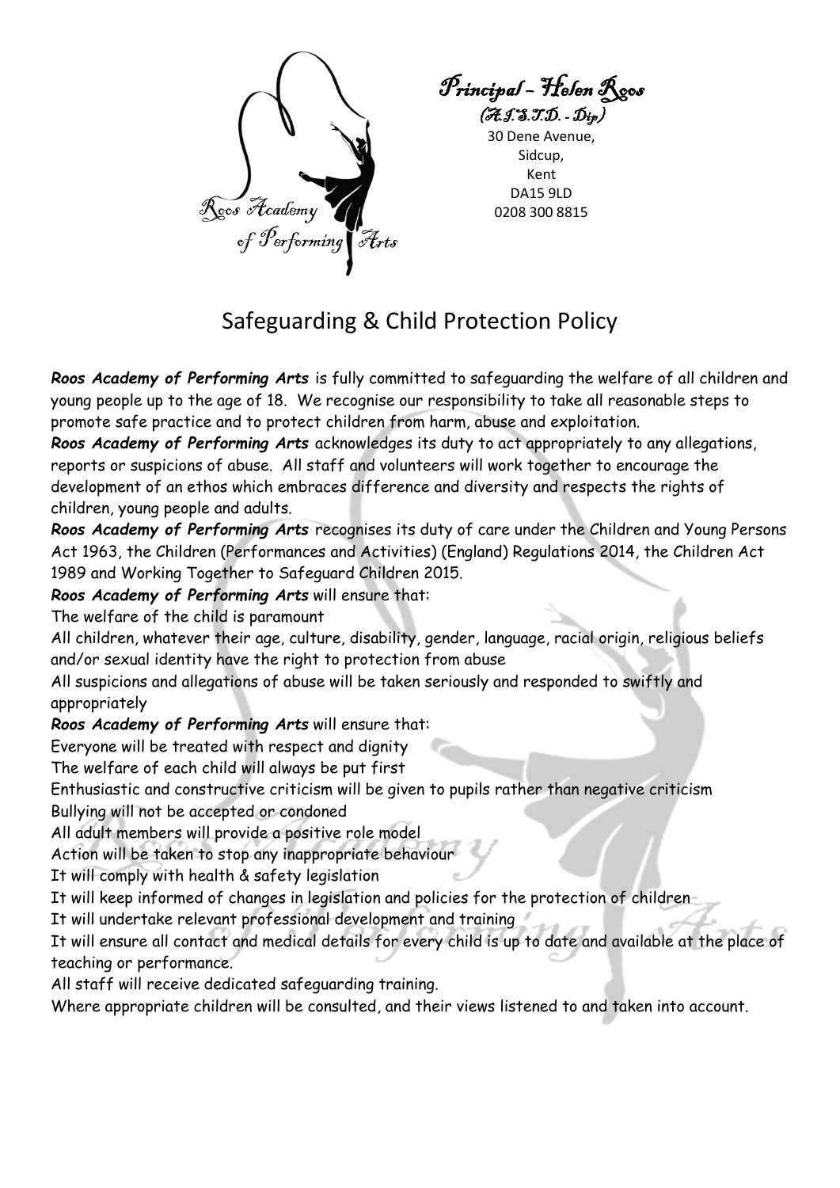Roos Academy of Performing Arts

*Principal – Helen Roos*
*(A.I.S.T.D. - Dip)*
30 Dene Avenue,
Sidcup,
Kent
DA15 9LD
0208 300 8815

# Safeguarding & Child Protection Policy

***Roos Academy of Performing Arts*** is fully committed to safeguarding the welfare of all children and young people up to the age of 18. We recognise our responsibility to take all reasonable steps to promote safe practice and to protect children from harm, abuse and exploitation.

***Roos Academy of Performing Arts*** acknowledges its duty to act appropriately to any allegations, reports or suspicions of abuse. All staff and volunteers will work together to encourage the development of an ethos which embraces difference and diversity and respects the rights of children, young people and adults.

***Roos Academy of Performing Arts*** recognises its duty of care under the Children and Young Persons Act 1963, the Children (Performances and Activities) (England) Regulations 2014, the Children Act 1989 and Working Together to Safeguard Children 2015.

***Roos Academy of Performing Arts*** will ensure that:

The welfare of the child is paramount

All children, whatever their age, culture, disability, gender, language, racial origin, religious beliefs and/or sexual identity have the right to protection from abuse

All suspicions and allegations of abuse will be taken seriously and responded to swiftly and appropriately

***Roos Academy of Performing Arts*** will ensure that:

Everyone will be treated with respect and dignity

The welfare of each child will always be put first

Enthusiastic and constructive criticism will be given to pupils rather than negative criticism

Bullying will not be accepted or condoned

All adult members will provide a positive role model

Action will be taken to stop any inappropriate behaviour

It will comply with health & safety legislation

It will keep informed of changes in legislation and policies for the protection of children

It will undertake relevant professional development and training

It will ensure all contact and medical details for every child is up to date and available at the place of teaching or performance.

All staff will receive dedicated safeguarding training.

Where appropriate children will be consulted, and their views listened to and taken into account.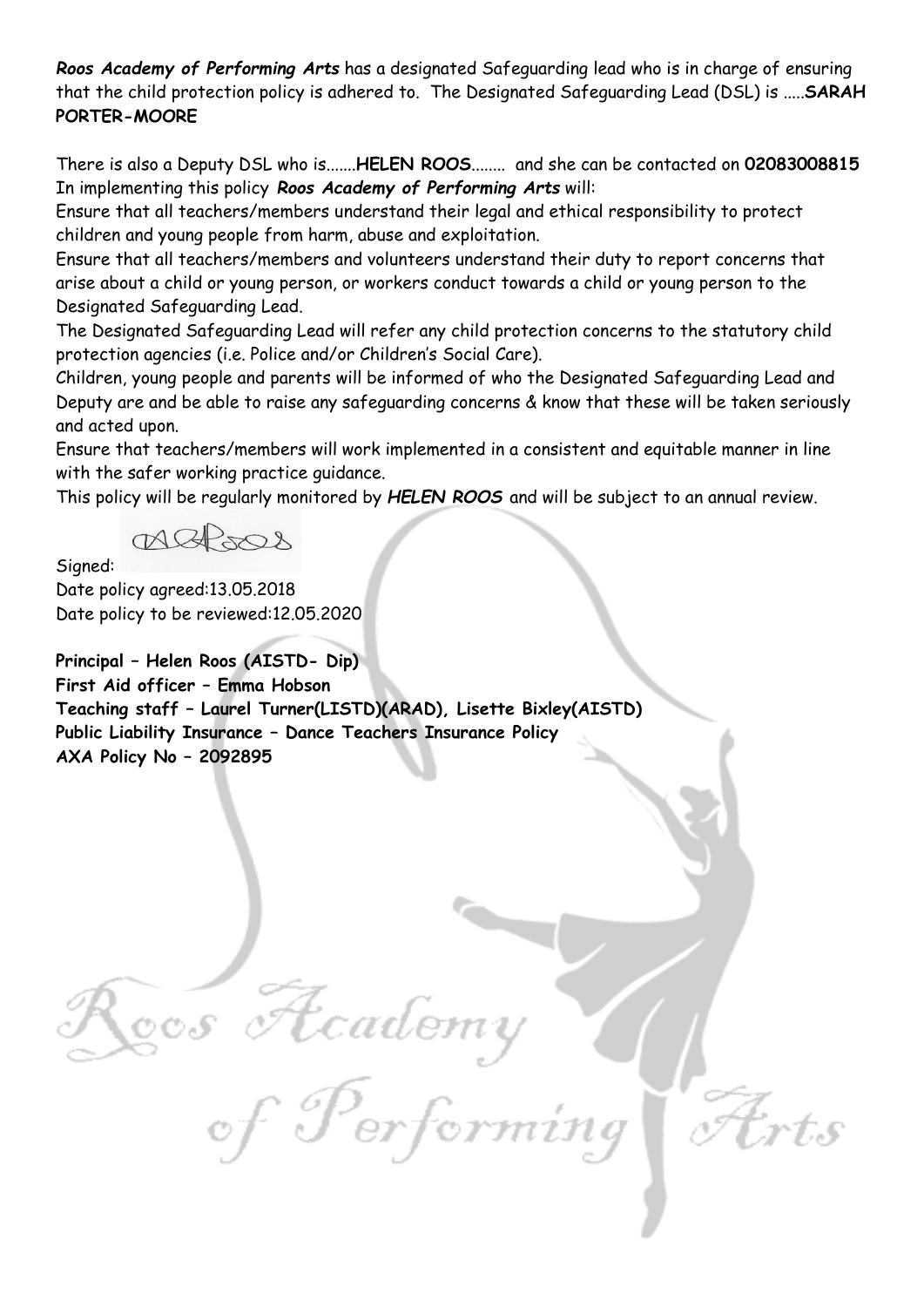***Roos Academy of Performing Arts*** has a designated Safeguarding lead who is in charge of ensuring that the child protection policy is adhered to. The Designated Safeguarding Lead (DSL) is .....**SARAH PORTER-MOORE**

There is also a Deputy DSL who is.......**HELEN ROOS**........ and she can be contacted on **02083008815**

In implementing this policy ***Roos Academy of Performing Arts*** will:

Ensure that all teachers/members understand their legal and ethical responsibility to protect children and young people from harm, abuse and exploitation.

Ensure that all teachers/members and volunteers understand their duty to report concerns that arise about a child or young person, or workers conduct towards a child or young person to the Designated Safeguarding Lead.

The Designated Safeguarding Lead will refer any child protection concerns to the statutory child protection agencies (i.e. Police and/or Children's Social Care).

Children, young people and parents will be informed of who the Designated Safeguarding Lead and Deputy are and be able to raise any safeguarding concerns & know that these will be taken seriously and acted upon.

Ensure that teachers/members will work implemented in a consistent and equitable manner in line with the safer working practice guidance.

This policy will be regularly monitored by ***HELEN ROOS*** and will be subject to an annual review.

Signed:

Date policy agreed:13.05.2018

Date policy to be reviewed:12.05.2020

**Principal – Helen Roos (AISTD- Dip)**
**First Aid officer – Emma Hobson**
**Teaching staff – Laurel Turner(LISTD)(ARAD), Lisette Bixley(AISTD)**
**Public Liability Insurance – Dance Teachers Insurance Policy**
**AXA Policy No – 2092895**

Roos Academy of Performing Arts